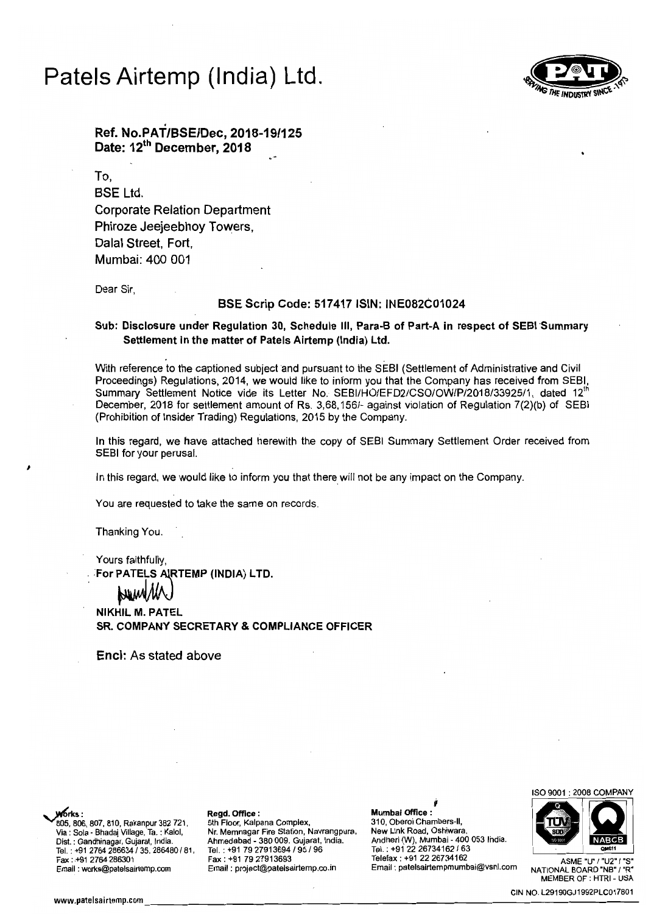# Patels Airtemp (India) Ltd.

**Ref. No.PAT/BSE/Dec, 2018-19/125**
**Date: 12th December, 2018**

To,
BSE Ltd.
Corporate Relation Department
Phiroze Jeejeebhoy Towers,
Dalal Street, Fort,
Mumbai: 400 001

Dear Sir,

**BSE Scrip Code: 517417 ISIN: INE082C01024**

**Sub: Disclosure under Regulation 30, Schedule III, Para-B of Part-A in respect of SEBI Summary Settlement in the matter of Patels Airtemp (India) Ltd.**

With reference to the captioned subject and pursuant to the SEBI (Settlement of Administrative and Civil Proceedings) Regulations, 2014, we would like to inform you that the Company has received from SEBI, Summary Settlement Notice vide its Letter No. SEBI/HO/EFD2/CSO/OW/P/2018/33925/1, dated 12th December, 2018 for settlement amount of Rs. 3,68,156/- against violation of Regulation 7(2)(b) of SEBI (Prohibition of Insider Trading) Regulations, 2015 by the Company.

In this regard, we have attached herewith the copy of SEBI Summary Settlement Order received from SEBI for your perusal.

In this regard, we would like to inform you that there will not be any impact on the Company.

You are requested to take the same on records.

Thanking You.

Yours faithfully,
For PATELS AIRTEMP (INDIA) LTD.

NIKHIL M. PATEL
SR. COMPANY SECRETARY & COMPLIANCE OFFICER

Encl: As stated above

**Works:** 805, 806, 807, 810, Rakanpur 382 721, Via : Sola - Bhadaj Village, Ta. : Kalol, Dist. : Gandhinagar, Gujarat, India. Tel. : +91 2764 286634 / 35, 286480 / 81, Fax : +91 2764 286301 Email : works@patelsairtemp.com

**Regd. Office:** 5th Floor, Kalpana Complex, Nr. Memnagar Fire Station, Navrangpura, Ahmedabad - 380 009. Gujarat, India. Tel. : +91 79 27913694 / 95 / 96 Fax : +91 79 27913693 Email : project@patelsairtemp.co.in

**Mumbai Office:** 310, Oberoi Chambers-II, New Link Road, Oshiwara, Andheri (W), Mumbai - 400 053 India. Tel. : +91 22 26734162 / 63 Telefax : +91 22 26734162 Email : patelsairtempmumbai@vsnl.com

ISO 9001 : 2008 COMPANY
ASME "U" / "U2" / "S" NATIONAL BOARD "NB" / "R" MEMBER OF : HTRI - USA

CIN NO. L29190GJ1992PLC017801

www.patelsairtemp.com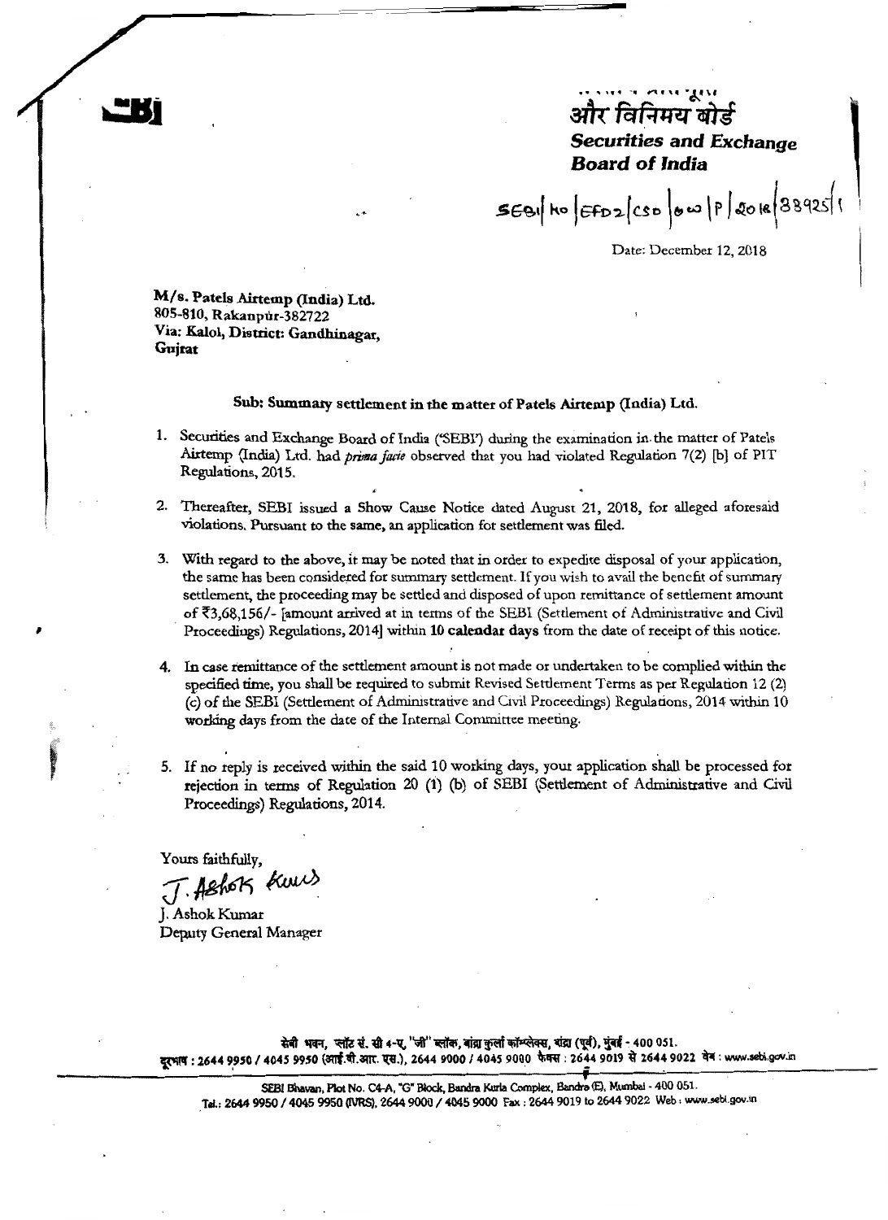और विनिमय बोर्ड

**Securities and Exchange Board of India**

SEBI/HO/EFD2/CSD/OW/P/2018/38925/1

Date: December 12, 2018

**M/s. Patels Airtemp (India) Ltd.**
**805-810, Rakanpur-382722**
**Via: Kalol, District: Gandhinagar,**
**Gujrat**

**Sub: Summary settlement in the matter of Patels Airtemp (India) Ltd.**

1. Securities and Exchange Board of India ('SEBI') during the examination in the matter of Patels Airtemp (India) Ltd. had *prima facie* observed that you had violated Regulation 7(2) [b] of PIT Regulations, 2015.

2. Thereafter, SEBI issued a Show Cause Notice dated August 21, 2018, for alleged aforesaid violations. Pursuant to the same, an application for settlement was filed.

3. With regard to the above, it may be noted that in order to expedite disposal of your application, the same has been considered for summary settlement. If you wish to avail the benefit of summary settlement, the proceeding may be settled and disposed of upon remittance of settlement amount of ₹3,68,156/- [amount arrived at in terms of the SEBI (Settlement of Administrative and Civil Proceedings) Regulations, 2014] within **10 calendar days** from the date of receipt of this notice.

4. In case remittance of the settlement amount is not made or undertaken to be complied within the specified time, you shall be required to submit Revised Settlement Terms as per Regulation 12 (2) (c) of the SEBI (Settlement of Administrative and Civil Proceedings) Regulations, 2014 within 10 working days from the date of the Internal Committee meeting.

5. If no reply is received within the said 10 working days, your application shall be processed for rejection in terms of Regulation 20 (1) (b) of SEBI (Settlement of Administrative and Civil Proceedings) Regulations, 2014.

Yours faithfully,

J. Ashok Kumar

J. Ashok Kumar
Deputy General Manager

सेबी भवन, प्लॉट सं. सी 4-ए, "जी" ब्लॉक, बांद्रा कुर्ला कॉम्प्लेक्स, बांद्रा (पूर्व), मुंबई - 400 051.
दूरभाष : 2644 9950 / 4045 9950 (आई.वी.आर. एस.), 2644 9000 / 4045 9000 फैक्स : 2644 9019 से 2644 9022 वेब : www.sebi.gov.in

SEBI Bhavan, Plot No. C4-A, "G" Block, Bandra Kurla Complex, Bandra (E), Mumbai - 400 051.
Tel.: 2644 9950 / 4045 9950 (IVRS), 2644 9000 / 4045 9000 Fax : 2644 9019 to 2644 9022 Web : www.sebi.gov.in